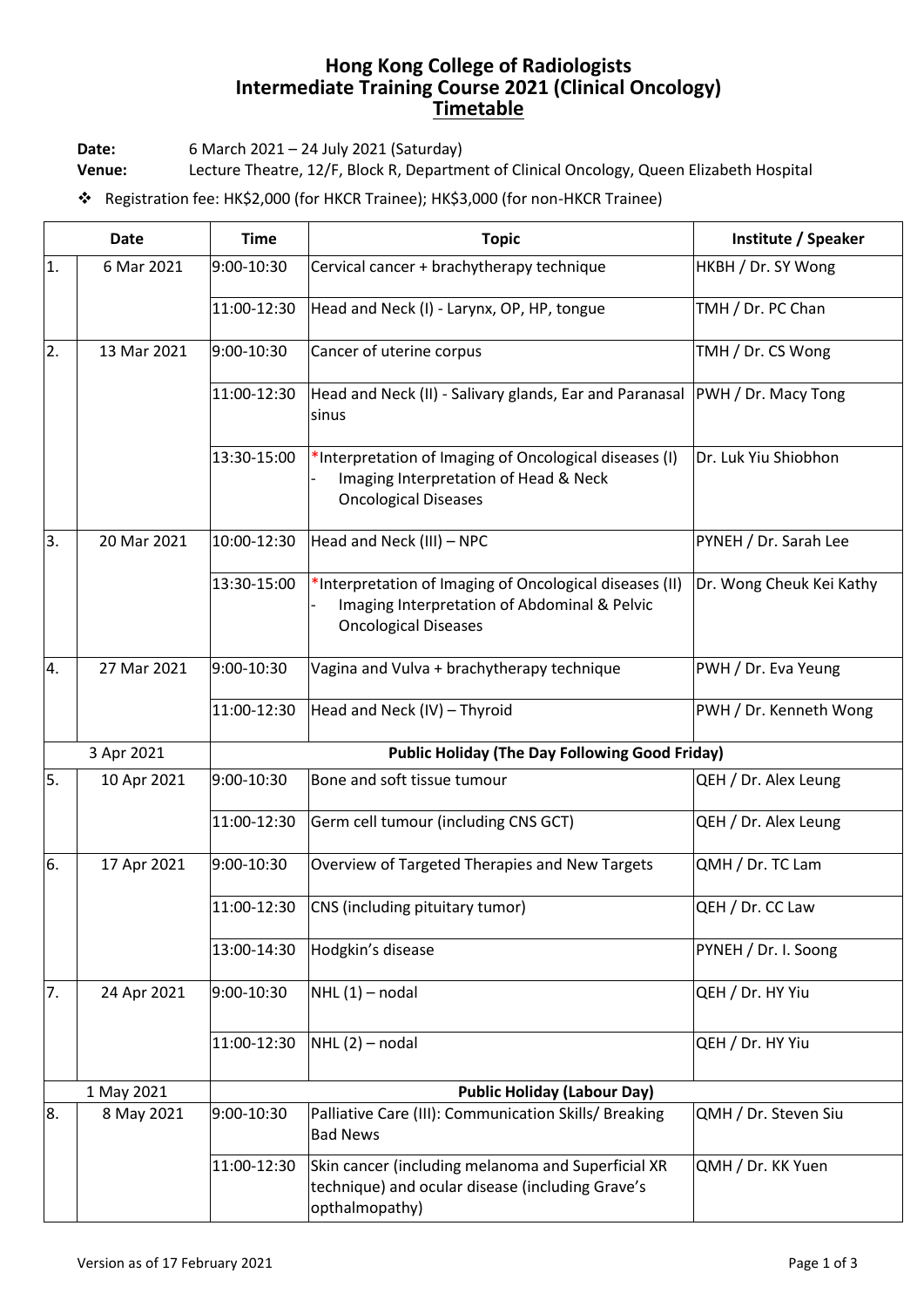# Hong Kong College of Radiologists
# Intermediate Training Course 2021 (Clinical Oncology)
## Timetable

**Date:** 6 March 2021 – 24 July 2021 (Saturday)
**Venue:** Lecture Theatre, 12/F, Block R, Department of Clinical Oncology, Queen Elizabeth Hospital

❖ Registration fee: HK$2,000 (for HKCR Trainee); HK$3,000 (for non-HKCR Trainee)

| | Date | Time | Topic | Institute / Speaker |
|---|---|---|---|---|
| 1. | 6 Mar 2021 | 9:00-10:30 | Cervical cancer + brachytherapy technique | HKBH / Dr. SY Wong |
| | | 11:00-12:30 | Head and Neck (I) - Larynx, OP, HP, tongue | TMH / Dr. PC Chan |
| 2. | 13 Mar 2021 | 9:00-10:30 | Cancer of uterine corpus | TMH / Dr. CS Wong |
| | | 11:00-12:30 | Head and Neck (II) - Salivary glands, Ear and Paranasal sinus | PWH / Dr. Macy Tong |
| | | 13:30-15:00 | *Interpretation of Imaging of Oncological diseases (I)<br>- Imaging Interpretation of Head & Neck Oncological Diseases | Dr. Luk Yiu Shiobhon |
| 3. | 20 Mar 2021 | 10:00-12:30 | Head and Neck (III) – NPC | PYNEH / Dr. Sarah Lee |
| | | 13:30-15:00 | *Interpretation of Imaging of Oncological diseases (II)<br>- Imaging Interpretation of Abdominal & Pelvic Oncological Diseases | Dr. Wong Cheuk Kei Kathy |
| 4. | 27 Mar 2021 | 9:00-10:30 | Vagina and Vulva + brachytherapy technique | PWH / Dr. Eva Yeung |
| | | 11:00-12:30 | Head and Neck (IV) – Thyroid | PWH / Dr. Kenneth Wong |
| | 3 Apr 2021 | | **Public Holiday (The Day Following Good Friday)** | |
| 5. | 10 Apr 2021 | 9:00-10:30 | Bone and soft tissue tumour | QEH / Dr. Alex Leung |
| | | 11:00-12:30 | Germ cell tumour (including CNS GCT) | QEH / Dr. Alex Leung |
| 6. | 17 Apr 2021 | 9:00-10:30 | Overview of Targeted Therapies and New Targets | QMH / Dr. TC Lam |
| | | 11:00-12:30 | CNS (including pituitary tumor) | QEH / Dr. CC Law |
| | | 13:00-14:30 | Hodgkin's disease | PYNEH / Dr. I. Soong |
| 7. | 24 Apr 2021 | 9:00-10:30 | NHL (1) – nodal | QEH / Dr. HY Yiu |
| | | 11:00-12:30 | NHL (2) – nodal | QEH / Dr. HY Yiu |
| | 1 May 2021 | | **Public Holiday (Labour Day)** | |
| 8. | 8 May 2021 | 9:00-10:30 | Palliative Care (III): Communication Skills/ Breaking Bad News | QMH / Dr. Steven Siu |
| | | 11:00-12:30 | Skin cancer (including melanoma and Superficial XR technique) and ocular disease (including Grave's opthalmopathy) | QMH / Dr. KK Yuen |

Version as of 17 February 2021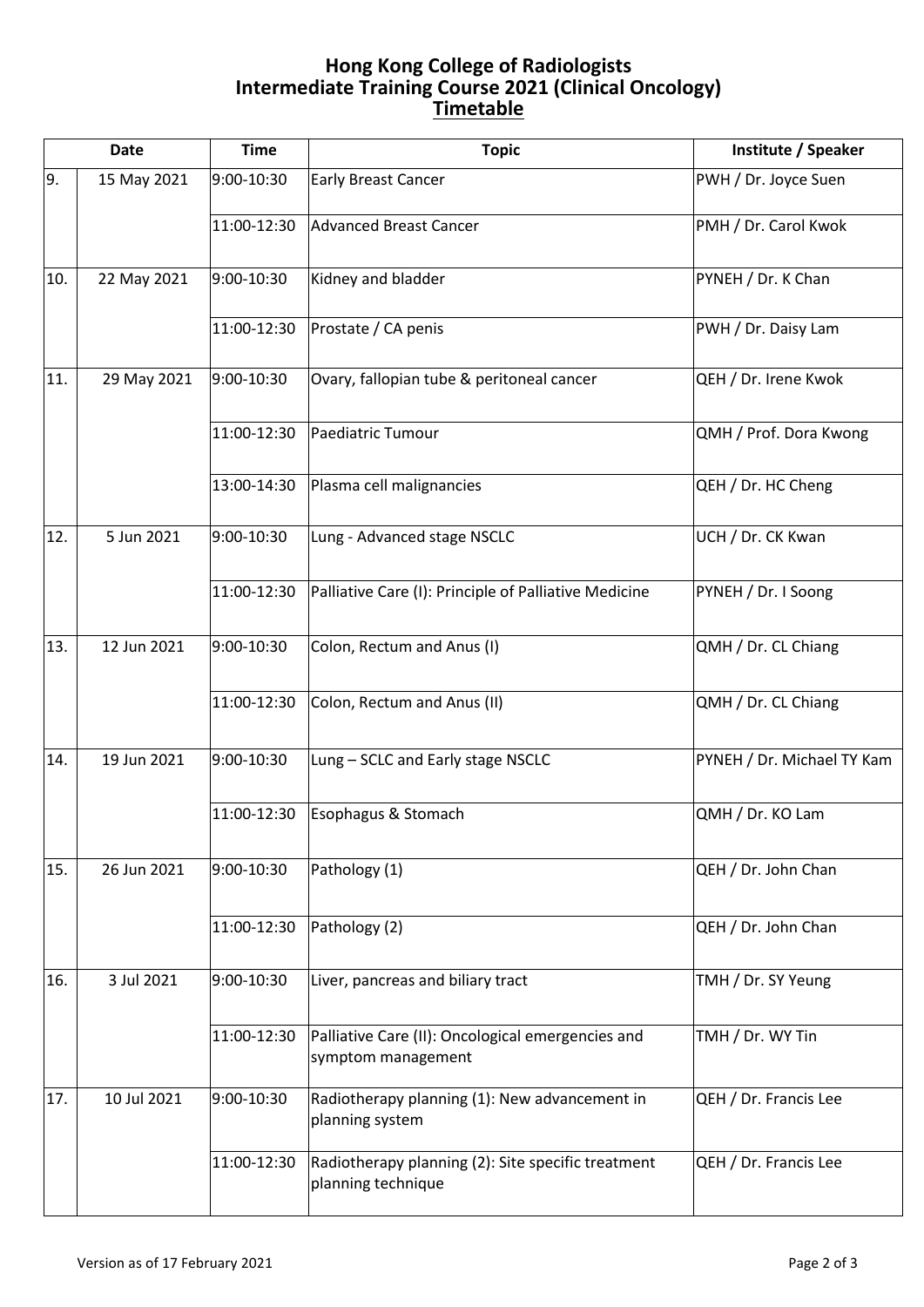# Hong Kong College of Radiologists
# Intermediate Training Course 2021 (Clinical Oncology)
## Timetable

| Date | | Time | Topic | Institute / Speaker |
|---|---|---|---|---|
| 9. | 15 May 2021 | 9:00-10:30 | Early Breast Cancer | PWH / Dr. Joyce Suen |
| | | 11:00-12:30 | Advanced Breast Cancer | PMH / Dr. Carol Kwok |
| 10. | 22 May 2021 | 9:00-10:30 | Kidney and bladder | PYNEH / Dr. K Chan |
| | | 11:00-12:30 | Prostate / CA penis | PWH / Dr. Daisy Lam |
| 11. | 29 May 2021 | 9:00-10:30 | Ovary, fallopian tube & peritoneal cancer | QEH / Dr. Irene Kwok |
| | | 11:00-12:30 | Paediatric Tumour | QMH / Prof. Dora Kwong |
| | | 13:00-14:30 | Plasma cell malignancies | QEH / Dr. HC Cheng |
| 12. | 5 Jun 2021 | 9:00-10:30 | Lung - Advanced stage NSCLC | UCH / Dr. CK Kwan |
| | | 11:00-12:30 | Palliative Care (I): Principle of Palliative Medicine | PYNEH / Dr. I Soong |
| 13. | 12 Jun 2021 | 9:00-10:30 | Colon, Rectum and Anus (I) | QMH / Dr. CL Chiang |
| | | 11:00-12:30 | Colon, Rectum and Anus (II) | QMH / Dr. CL Chiang |
| 14. | 19 Jun 2021 | 9:00-10:30 | Lung – SCLC and Early stage NSCLC | PYNEH / Dr. Michael TY Kam |
| | | 11:00-12:30 | Esophagus & Stomach | QMH / Dr. KO Lam |
| 15. | 26 Jun 2021 | 9:00-10:30 | Pathology (1) | QEH / Dr. John Chan |
| | | 11:00-12:30 | Pathology (2) | QEH / Dr. John Chan |
| 16. | 3 Jul 2021 | 9:00-10:30 | Liver, pancreas and biliary tract | TMH / Dr. SY Yeung |
| | | 11:00-12:30 | Palliative Care (II): Oncological emergencies and symptom management | TMH / Dr. WY Tin |
| 17. | 10 Jul 2021 | 9:00-10:30 | Radiotherapy planning (1): New advancement in planning system | QEH / Dr. Francis Lee |
| | | 11:00-12:30 | Radiotherapy planning (2): Site specific treatment planning technique | QEH / Dr. Francis Lee |

Version as of 17 February 2021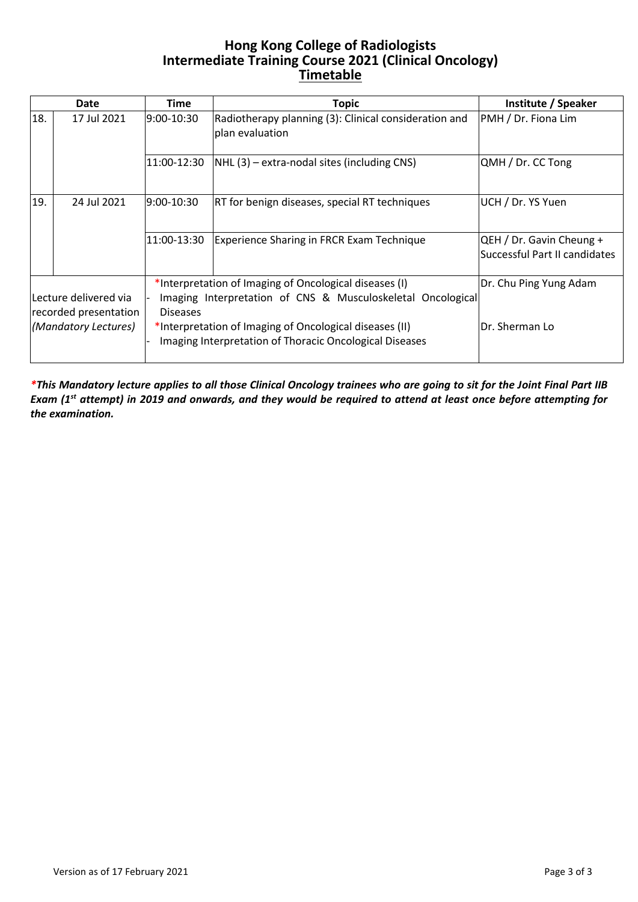# Hong Kong College of Radiologists
# Intermediate Training Course 2021 (Clinical Oncology)
## Timetable

| Date | | Time | Topic | Institute / Speaker |
|---|---|---|---|---|
| 18. | 17 Jul 2021 | 9:00-10:30 | Radiotherapy planning (3): Clinical consideration and plan evaluation | PMH / Dr. Fiona Lim |
| | | 11:00-12:30 | NHL (3) – extra-nodal sites (including CNS) | QMH / Dr. CC Tong |
| 19. | 24 Jul 2021 | 9:00-10:30 | RT for benign diseases, special RT techniques | UCH / Dr. YS Yuen |
| | | 11:00-13:30 | Experience Sharing in FRCR Exam Technique | QEH / Dr. Gavin Cheung + Successful Part II candidates |
| Lecture delivered via recorded presentation *(Mandatory Lectures)* | | | *Interpretation of Imaging of Oncological diseases (I) - Imaging Interpretation of CNS & Musculoskeletal Oncological Diseases | Dr. Chu Ping Yung Adam |
| | | | *Interpretation of Imaging of Oncological diseases (II) - Imaging Interpretation of Thoracic Oncological Diseases | Dr. Sherman Lo |

***This Mandatory lecture applies to all those Clinical Oncology trainees who are going to sit for the Joint Final Part IIB Exam (1st attempt) in 2019 and onwards, and they would be required to attend at least once before attempting for the examination.***

Version as of 17 February 2021